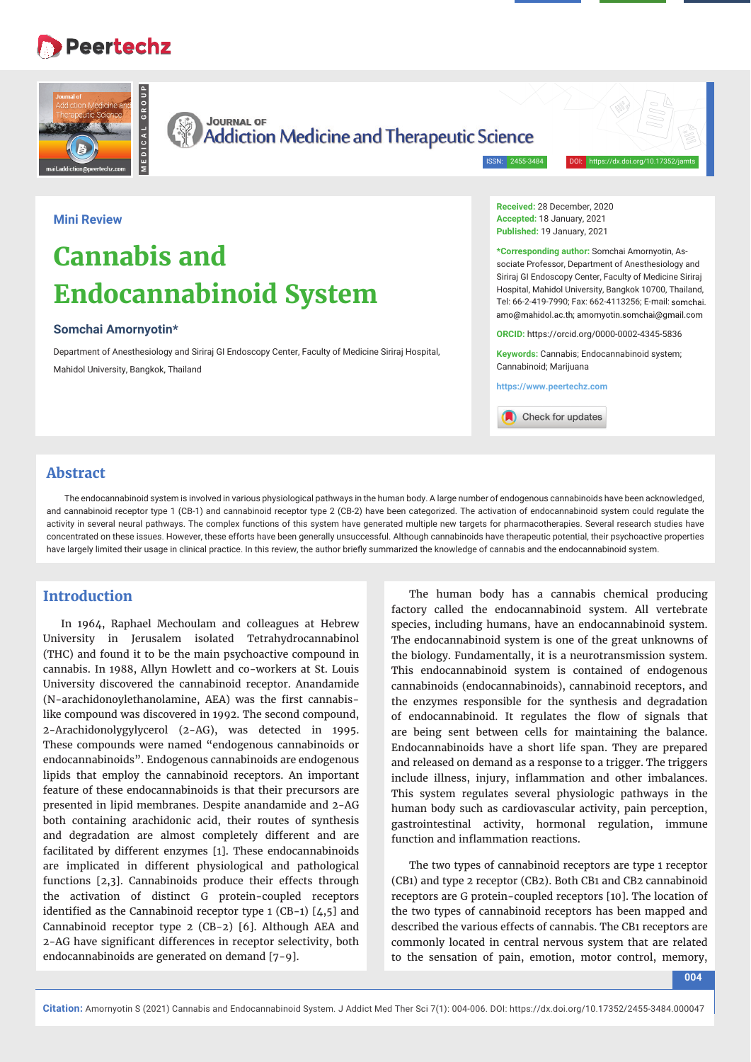Mini Review

# Cannabis and Endocannabinoid System

**Somchai Amornyotin***

Department of Anesthesiology and Siriraj GI Endoscopy Center, Faculty of Medicine Siriraj Hospital, Mahidol University, Bangkok, Thailand

**Received:** 28 December, 2020
**Accepted:** 18 January, 2021
**Published:** 19 January, 2021

***Corresponding author:** Somchai Amornyotin, Associate Professor, Department of Anesthesiology and Siriraj GI Endoscopy Center, Faculty of Medicine Siriraj Hospital, Mahidol University, Bangkok 10700, Thailand, Tel: 66-2-419-7990; Fax: 662-4113256; E-mail: somchai.amo@mahidol.ac.th; amornyotin.somchai@gmail.com

**ORCID:** https://orcid.org/0000-0002-4345-5836

**Keywords:** Cannabis; Endocannabinoid system; Cannabinoid; Marijuana

https://www.peertechz.com

## Abstract

The endocannabinoid system is involved in various physiological pathways in the human body. A large number of endogenous cannabinoids have been acknowledged, and cannabinoid receptor type 1 (CB-1) and cannabinoid receptor type 2 (CB-2) have been categorized. The activation of endocannabinoid system could regulate the activity in several neural pathways. The complex functions of this system have generated multiple new targets for pharmacotherapies. Several research studies have concentrated on these issues. However, these efforts have been generally unsuccessful. Although cannabinoids have therapeutic potential, their psychoactive properties have largely limited their usage in clinical practice. In this review, the author briefly summarized the knowledge of cannabis and the endocannabinoid system.

## Introduction

In 1964, Raphael Mechoulam and colleagues at Hebrew University in Jerusalem isolated Tetrahydrocannabinol (THC) and found it to be the main psychoactive compound in cannabis. In 1988, Allyn Howlett and co-workers at St. Louis University discovered the cannabinoid receptor. Anandamide (N-arachidonoylethanolamine, AEA) was the first cannabis-like compound was discovered in 1992. The second compound, 2-Arachidonolygylycerol (2-AG), was detected in 1995. These compounds were named "endogenous cannabinoids or endocannabinoids". Endogenous cannabinoids are endogenous lipids that employ the cannabinoid receptors. An important feature of these endocannabinoids is that their precursors are presented in lipid membranes. Despite anandamide and 2-AG both containing arachidonic acid, their routes of synthesis and degradation are almost completely different and are facilitated by different enzymes [1]. These endocannabinoids are implicated in different physiological and pathological functions [2,3]. Cannabinoids produce their effects through the activation of distinct G protein-coupled receptors identified as the Cannabinoid receptor type 1 (CB-1) [4,5] and Cannabinoid receptor type 2 (CB-2) [6]. Although AEA and 2-AG have significant differences in receptor selectivity, both endocannabinoids are generated on demand [7-9].

The human body has a cannabis chemical producing factory called the endocannabinoid system. All vertebrate species, including humans, have an endocannabinoid system. The endocannabinoid system is one of the great unknowns of the biology. Fundamentally, it is a neurotransmission system. This endocannabinoid system is contained of endogenous cannabinoids (endocannabinoids), cannabinoid receptors, and the enzymes responsible for the synthesis and degradation of endocannabinoid. It regulates the flow of signals that are being sent between cells for maintaining the balance. Endocannabinoids have a short life span. They are prepared and released on demand as a response to a trigger. The triggers include illness, injury, inflammation and other imbalances. This system regulates several physiologic pathways in the human body such as cardiovascular activity, pain perception, gastrointestinal activity, hormonal regulation, immune function and inflammation reactions.

The two types of cannabinoid receptors are type 1 receptor (CB1) and type 2 receptor (CB2). Both CB1 and CB2 cannabinoid receptors are G protein-coupled receptors [10]. The location of the two types of cannabinoid receptors has been mapped and described the various effects of cannabis. The CB1 receptors are commonly located in central nervous system that are related to the sensation of pain, emotion, motor control, memory,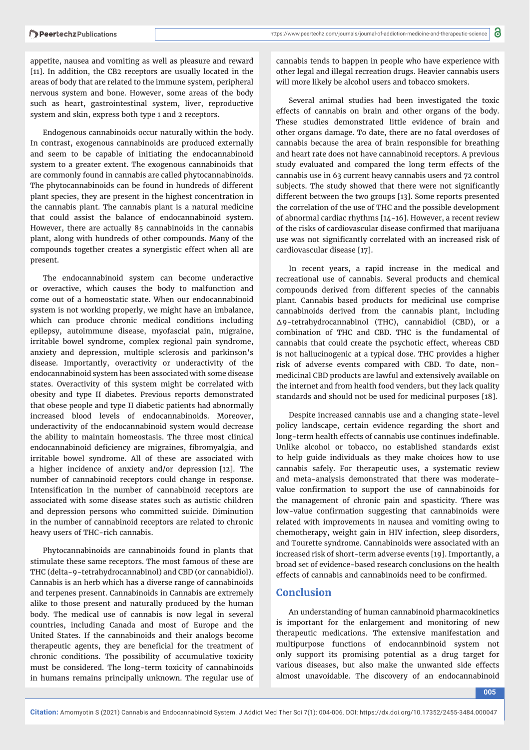appetite, nausea and vomiting as well as pleasure and reward [11]. In addition, the CB2 receptors are usually located in the areas of body that are related to the immune system, peripheral nervous system and bone. However, some areas of the body such as heart, gastrointestinal system, liver, reproductive system and skin, express both type 1 and 2 receptors.

Endogenous cannabinoids occur naturally within the body. In contrast, exogenous cannabinoids are produced externally and seem to be capable of initiating the endocannabinoid system to a greater extent. The exogenous cannabinoids that are commonly found in cannabis are called phytocannabinoids. The phytocannabinoids can be found in hundreds of different plant species, they are present in the highest concentration in the cannabis plant. The cannabis plant is a natural medicine that could assist the balance of endocannabinoid system. However, there are actually 85 cannabinoids in the cannabis plant, along with hundreds of other compounds. Many of the compounds together creates a synergistic effect when all are present.

The endocannabinoid system can become underactive or overactive, which causes the body to malfunction and come out of a homeostatic state. When our endocannabinoid system is not working properly, we might have an imbalance, which can produce chronic medical conditions including epilepsy, autoimmune disease, myofascial pain, migraine, irritable bowel syndrome, complex regional pain syndrome, anxiety and depression, multiple sclerosis and parkinson's disease. Importantly, overactivity or underactivity of the endocannabinoid system has been associated with some disease states. Overactivity of this system might be correlated with obesity and type II diabetes. Previous reports demonstrated that obese people and type II diabetic patients had abnormally increased blood levels of endocannabinoids. Moreover, underactivity of the endocannabinoid system would decrease the ability to maintain homeostasis. The three most clinical endocannabinoid deficiency are migraines, fibromyalgia, and irritable bowel syndrome. All of these are associated with a higher incidence of anxiety and/or depression [12]. The number of cannabinoid receptors could change in response. Intensification in the number of cannabinoid receptors are associated with some disease states such as autistic children and depression persons who committed suicide. Diminution in the number of cannabinoid receptors are related to chronic heavy users of THC-rich cannabis.

Phytocannabinoids are cannabinoids found in plants that stimulate these same receptors. The most famous of these are THC (delta-9-tetrahydrocannabinol) and CBD (or cannabidiol). Cannabis is an herb which has a diverse range of cannabinoids and terpenes present. Cannabinoids in Cannabis are extremely alike to those present and naturally produced by the human body. The medical use of cannabis is now legal in several countries, including Canada and most of Europe and the United States. If the cannabinoids and their analogs become therapeutic agents, they are beneficial for the treatment of chronic conditions. The possibility of accumulative toxicity must be considered. The long-term toxicity of cannabinoids in humans remains principally unknown. The regular use of cannabis tends to happen in people who have experience with other legal and illegal recreation drugs. Heavier cannabis users will more likely be alcohol users and tobacco smokers.

Several animal studies had been investigated the toxic effects of cannabis on brain and other organs of the body. These studies demonstrated little evidence of brain and other organs damage. To date, there are no fatal overdoses of cannabis because the area of brain responsible for breathing and heart rate does not have cannabinoid receptors. A previous study evaluated and compared the long term effects of the cannabis use in 63 current heavy cannabis users and 72 control subjects. The study showed that there were not significantly different between the two groups [13]. Some reports presented the correlation of the use of THC and the possible development of abnormal cardiac rhythms [14-16]. However, a recent review of the risks of cardiovascular disease confirmed that marijuana use was not significantly correlated with an increased risk of cardiovascular disease [17].

In recent years, a rapid increase in the medical and recreational use of cannabis. Several products and chemical compounds derived from different species of the cannabis plant. Cannabis based products for medicinal use comprise cannabinoids derived from the cannabis plant, including Δ9-tetrahydrocannabinol (THC), cannabidiol (CBD), or a combination of THC and CBD. THC is the fundamental of cannabis that could create the psychotic effect, whereas CBD is not hallucinogenic at a typical dose. THC provides a higher risk of adverse events compared with CBD. To date, non-medicinal CBD products are lawful and extensively available on the internet and from health food venders, but they lack quality standards and should not be used for medicinal purposes [18].

Despite increased cannabis use and a changing state-level policy landscape, certain evidence regarding the short and long-term health effects of cannabis use continues indefinable. Unlike alcohol or tobacco, no established standards exist to help guide individuals as they make choices how to use cannabis safely. For therapeutic uses, a systematic review and meta-analysis demonstrated that there was moderate-value confirmation to support the use of cannabinoids for the management of chronic pain and spasticity. There was low-value confirmation suggesting that cannabinoids were related with improvements in nausea and vomiting owing to chemotherapy, weight gain in HIV infection, sleep disorders, and Tourette syndrome. Cannabinoids were associated with an increased risk of short-term adverse events [19]. Importantly, a broad set of evidence-based research conclusions on the health effects of cannabis and cannabinoids need to be confirmed.

## Conclusion

An understanding of human cannabinoid pharmacokinetics is important for the enlargement and monitoring of new therapeutic medications. The extensive manifestation and multipurpose functions of endocannbinoid system not only support its promising potential as a drug target for various diseases, but also make the unwanted side effects almost unavoidable. The discovery of an endocannabinoid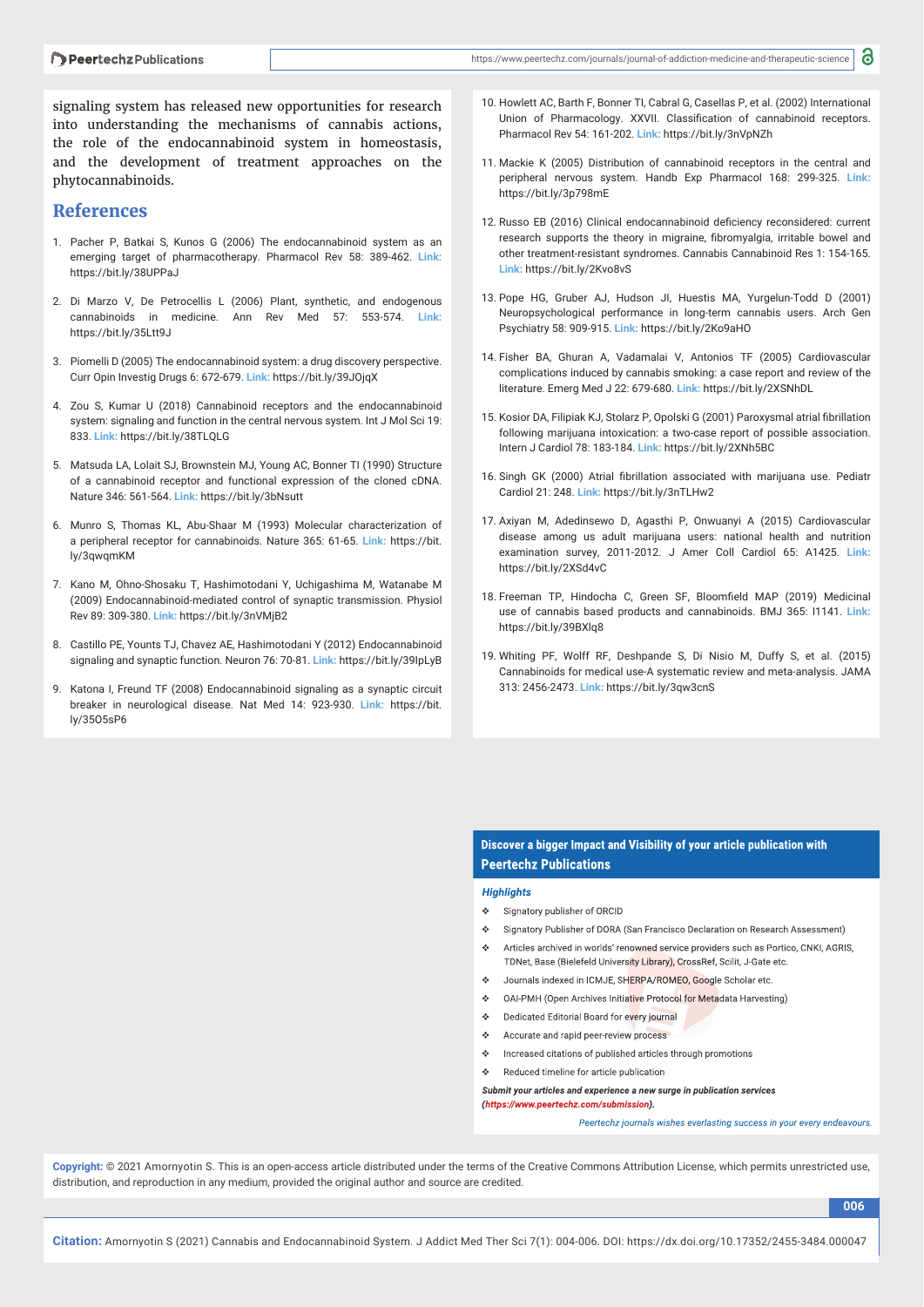signaling system has released new opportunities for research into understanding the mechanisms of cannabis actions, the role of the endocannabinoid system in homeostasis, and the development of treatment approaches on the phytocannabinoids.

## References

1. Pacher P, Batkai S, Kunos G (2006) The endocannabinoid system as an emerging target of pharmacotherapy. Pharmacol Rev 58: 389-462. **Link:** https://bit.ly/38UPPaJ
2. Di Marzo V, De Petrocellis L (2006) Plant, synthetic, and endogenous cannabinoids in medicine. Ann Rev Med 57: 553-574. **Link:** https://bit.ly/35Ltt9J
3. Piomelli D (2005) The endocannabinoid system: a drug discovery perspective. Curr Opin Investig Drugs 6: 672-679. **Link:** https://bit.ly/39JOjqX
4. Zou S, Kumar U (2018) Cannabinoid receptors and the endocannabinoid system: signaling and function in the central nervous system. Int J Mol Sci 19: 833. **Link:** https://bit.ly/38TLQLG
5. Matsuda LA, Lolait SJ, Brownstein MJ, Young AC, Bonner TI (1990) Structure of a cannabinoid receptor and functional expression of the cloned cDNA. Nature 346: 561-564. **Link:** https://bit.ly/3bNsutt
6. Munro S, Thomas KL, Abu-Shaar M (1993) Molecular characterization of a peripheral receptor for cannabinoids. Nature 365: 61-65. **Link:** https://bit.ly/3qwqmKM
7. Kano M, Ohno-Shosaku T, Hashimotodani Y, Uchigashima M, Watanabe M (2009) Endocannabinoid-mediated control of synaptic transmission. Physiol Rev 89: 309-380. **Link:** https://bit.ly/3nVMjB2
8. Castillo PE, Younts TJ, Chavez AE, Hashimotodani Y (2012) Endocannabinoid signaling and synaptic function. Neuron 76: 70-81. **Link:** https://bit.ly/39IpLyB
9. Katona I, Freund TF (2008) Endocannabinoid signaling as a synaptic circuit breaker in neurological disease. Nat Med 14: 923-930. **Link:** https://bit.ly/35O5sP6
10. Howlett AC, Barth F, Bonner TI, Cabral G, Casellas P, et al. (2002) International Union of Pharmacology. XXVII. Classification of cannabinoid receptors. Pharmacol Rev 54: 161-202. **Link:** https://bit.ly/3nVpNZh
11. Mackie K (2005) Distribution of cannabinoid receptors in the central and peripheral nervous system. Handb Exp Pharmacol 168: 299-325. **Link:** https://bit.ly/3p798mE
12. Russo EB (2016) Clinical endocannabinoid deficiency reconsidered: current research supports the theory in migraine, fibromyalgia, irritable bowel and other treatment-resistant syndromes. Cannabis Cannabinoid Res 1: 154-165. **Link:** https://bit.ly/2Kvo8vS
13. Pope HG, Gruber AJ, Hudson JI, Huestis MA, Yurgelun-Todd D (2001) Neuropsychological performance in long-term cannabis users. Arch Gen Psychiatry 58: 909-915. **Link:** https://bit.ly/2Ko9aHO
14. Fisher BA, Ghuran A, Vadamalai V, Antonios TF (2005) Cardiovascular complications induced by cannabis smoking: a case report and review of the literature. Emerg Med J 22: 679-680. **Link:** https://bit.ly/2XSNhDL
15. Kosior DA, Filipiak KJ, Stolarz P, Opolski G (2001) Paroxysmal atrial fibrillation following marijuana intoxication: a two-case report of possible association. Intern J Cardiol 78: 183-184. **Link:** https://bit.ly/2XNh5BC
16. Singh GK (2000) Atrial fibrillation associated with marijuana use. Pediatr Cardiol 21: 248. **Link:** https://bit.ly/3nTLHw2
17. Axiyan M, Adedinsewo D, Agasthi P, Onwuanyi A (2015) Cardiovascular disease among us adult marijuana users: national health and nutrition examination survey, 2011-2012. J Amer Coll Cardiol 65: A1425. **Link:** https://bit.ly/2XSd4vC
18. Freeman TP, Hindocha C, Green SF, Bloomfield MAP (2019) Medicinal use of cannabis based products and cannabinoids. BMJ 365: l1141. **Link:** https://bit.ly/39BXlq8
19. Whiting PF, Wolff RF, Deshpande S, Di Nisio M, Duffy S, et al. (2015) Cannabinoids for medical use-A systematic review and meta-analysis. JAMA 313: 2456-2473. **Link:** https://bit.ly/3qw3cnS

**Discover a bigger Impact and Visibility of your article publication with Peertechz Publications**

***Highlights***

- Signatory publisher of ORCID
- Signatory Publisher of DORA (San Francisco Declaration on Research Assessment)
- Articles archived in worlds' renowned service providers such as Portico, CNKI, AGRIS, TDNet, Base (Bielefeld University Library), CrossRef, Scilit, J-Gate etc.
- Journals indexed in ICMJE, SHERPA/ROMEO, Google Scholar etc.
- OAI-PMH (Open Archives Initiative Protocol for Metadata Harvesting)
- Dedicated Editorial Board for every journal
- Accurate and rapid peer-review process
- Increased citations of published articles through promotions
- Reduced timeline for article publication

***Submit your articles and experience a new surge in publication services (https://www.peertechz.com/submission).***

*Peertechz journals wishes everlasting success in your every endeavours.*

**Copyright:** © 2021 Amornyotin S. This is an open-access article distributed under the terms of the Creative Commons Attribution License, which permits unrestricted use, distribution, and reproduction in any medium, provided the original author and source are credited.